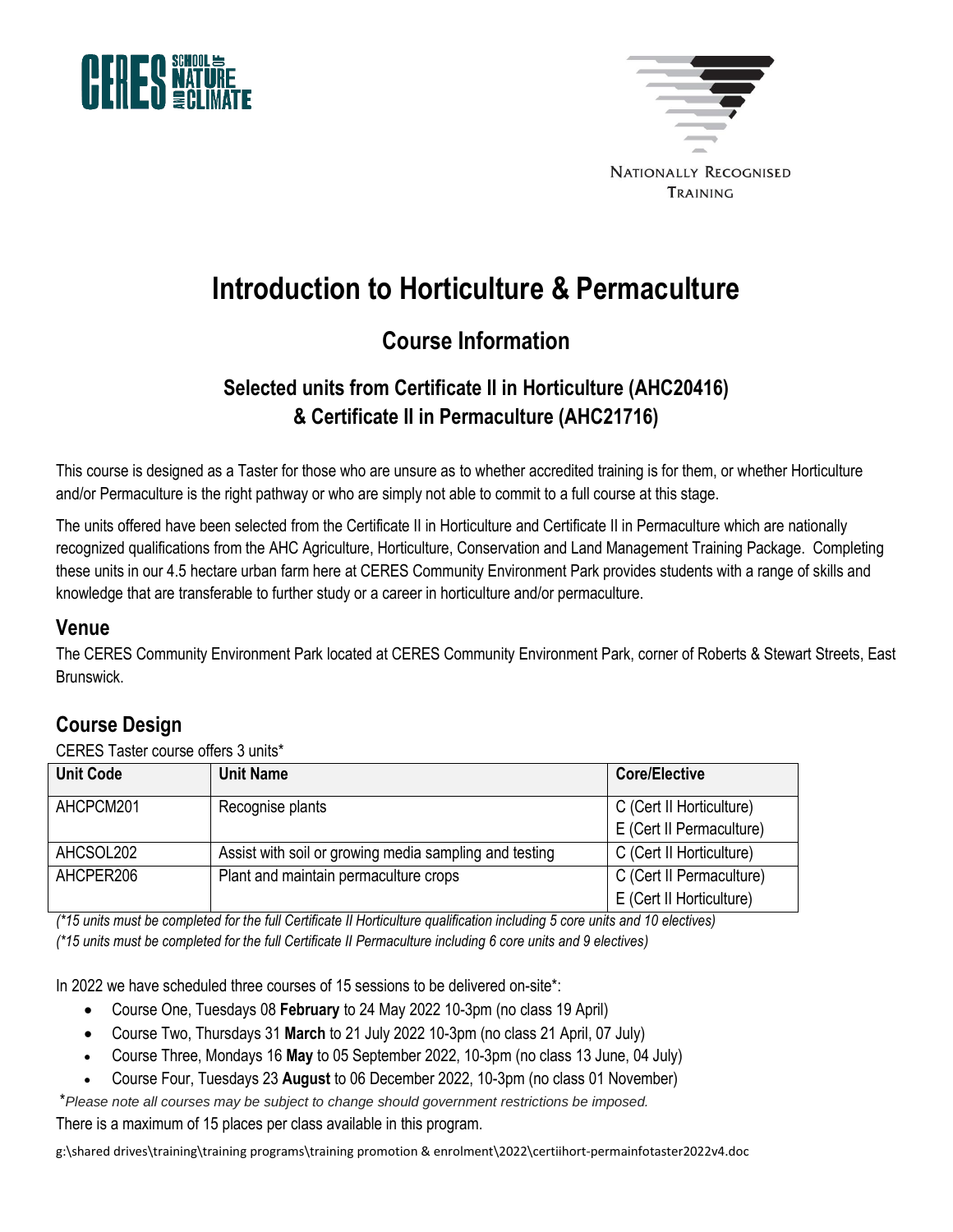# Introduction to Horticulture & Permaculture

## Course Information

### Selected units from Certificate II in Horticulture (AHC20416) & Certificate II in Permaculture (AHC21716)

This course is designed as a Taster for those who are unsure as to whether accredited training is for them, or whether Horticulture and/or Permaculture is the right pathway or who are simply not able to commit to a full course at this stage.

The units offered have been selected from the Certificate II in Horticulture and Certificate II in Permaculture which are nationally recognized qualifications from the AHC Agriculture, Horticulture, Conservation and Land Management Training Package. Completing these units in our 4.5 hectare urban farm here at CERES Community Environment Park provides students with a range of skills and knowledge that are transferable to further study or a career in horticulture and/or permaculture.

## Venue

The CERES Community Environment Park located at CERES Community Environment Park, corner of Roberts & Stewart Streets, East Brunswick.

## Course Design

CERES Taster course offers 3 units*

| Unit Code | Unit Name | Core/Elective |
|---|---|---|
| AHCPCM201 | Recognise plants | C (Cert II Horticulture)<br>E (Cert II Permaculture) |
| AHCSOL202 | Assist with soil or growing media sampling and testing | C (Cert II Horticulture) |
| AHCPER206 | Plant and maintain permaculture crops | C (Cert II Permaculture)<br>E (Cert II Horticulture) |

*(*15 units must be completed for the full Certificate II Horticulture qualification including 5 core units and 10 electives)*
*(*15 units must be completed for the full Certificate II Permaculture including 6 core units and 9 electives)*

In 2022 we have scheduled three courses of 15 sessions to be delivered on-site*:

- Course One, Tuesdays 08 **February** to 24 May 2022 10-3pm (no class 19 April)
- Course Two, Thursdays 31 **March** to 21 July 2022 10-3pm (no class 21 April, 07 July)
- Course Three, Mondays 16 **May** to 05 September 2022, 10-3pm (no class 13 June, 04 July)
- Course Four, Tuesdays 23 **August** to 06 December 2022, 10-3pm (no class 01 November)

**Please note all courses may be subject to change should government restrictions be imposed.*

There is a maximum of 15 places per class available in this program.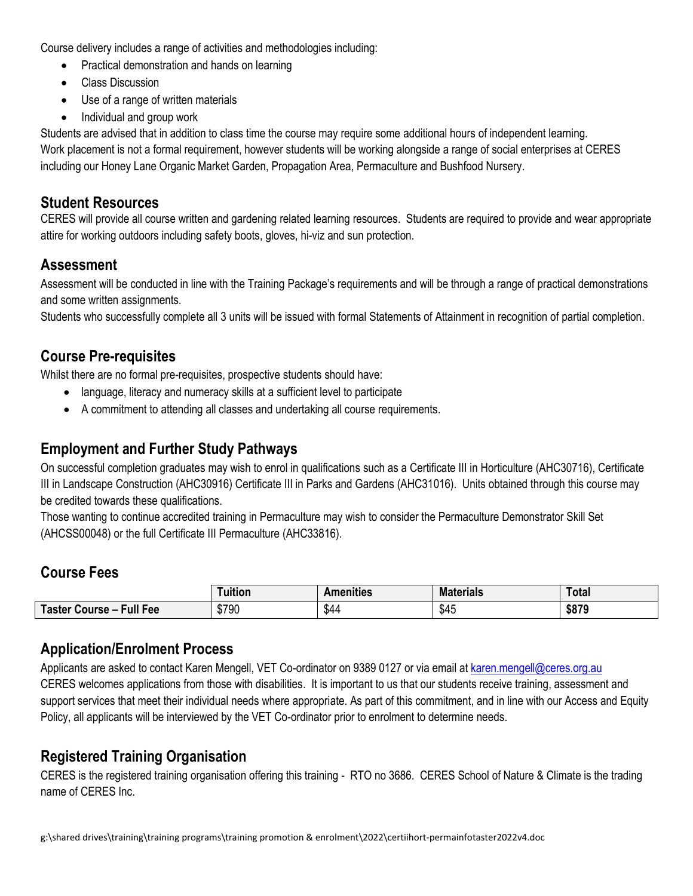Course delivery includes a range of activities and methodologies including:

- Practical demonstration and hands on learning
- Class Discussion
- Use of a range of written materials
- Individual and group work

Students are advised that in addition to class time the course may require some additional hours of independent learning.
Work placement is not a formal requirement, however students will be working alongside a range of social enterprises at CERES including our Honey Lane Organic Market Garden, Propagation Area, Permaculture and Bushfood Nursery.

## Student Resources

CERES will provide all course written and gardening related learning resources. Students are required to provide and wear appropriate attire for working outdoors including safety boots, gloves, hi-viz and sun protection.

## Assessment

Assessment will be conducted in line with the Training Package's requirements and will be through a range of practical demonstrations and some written assignments.
Students who successfully complete all 3 units will be issued with formal Statements of Attainment in recognition of partial completion.

## Course Pre-requisites

Whilst there are no formal pre-requisites, prospective students should have:

- language, literacy and numeracy skills at a sufficient level to participate
- A commitment to attending all classes and undertaking all course requirements.

## Employment and Further Study Pathways

On successful completion graduates may wish to enrol in qualifications such as a Certificate III in Horticulture (AHC30716), Certificate III in Landscape Construction (AHC30916) Certificate III in Parks and Gardens (AHC31016). Units obtained through this course may be credited towards these qualifications.
Those wanting to continue accredited training in Permaculture may wish to consider the Permaculture Demonstrator Skill Set (AHCSS00048) or the full Certificate III Permaculture (AHC33816).

## Course Fees

| | Tuition | Amenities | Materials | Total |
|---|---|---|---|---|
| **Taster Course – Full Fee** | $790 | $44 | $45 | **$879** |

## Application/Enrolment Process

Applicants are asked to contact Karen Mengell, VET Co-ordinator on 9389 0127 or via email at karen.mengell@ceres.org.au
CERES welcomes applications from those with disabilities. It is important to us that our students receive training, assessment and support services that meet their individual needs where appropriate. As part of this commitment, and in line with our Access and Equity Policy, all applicants will be interviewed by the VET Co-ordinator prior to enrolment to determine needs.

## Registered Training Organisation

CERES is the registered training organisation offering this training - RTO no 3686. CERES School of Nature & Climate is the trading name of CERES Inc.